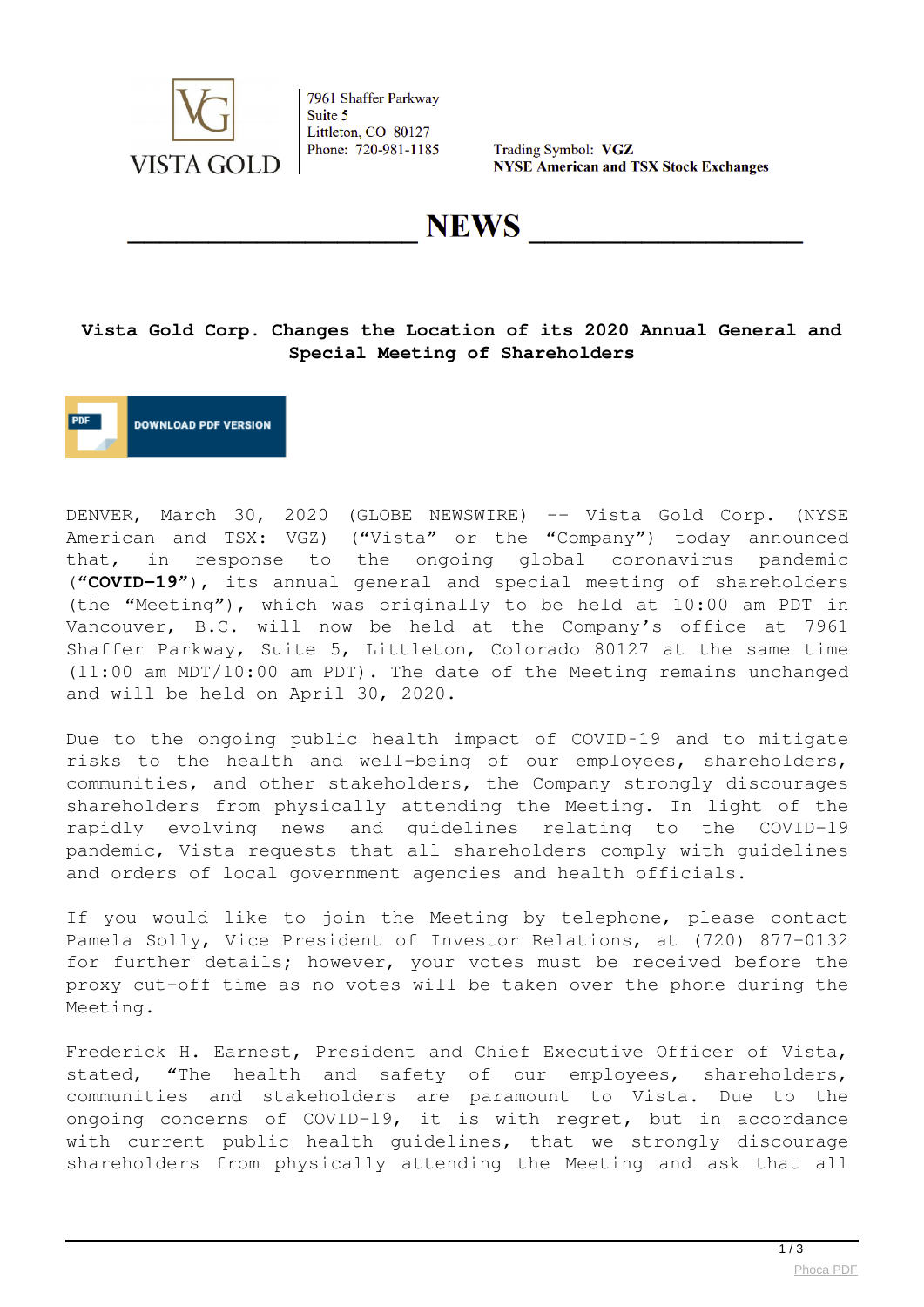VISTA GOLD

7961 Shaffer Parkway
Suite 5
Littleton, CO 80127
Phone: 720-981-1185

Trading Symbol: **VGZ**
**NYSE American and TSX Stock Exchanges**

# NEWS

## Vista Gold Corp. Changes the Location of its 2020 Annual General and Special Meeting of Shareholders

DOWNLOAD PDF VERSION

DENVER, March 30, 2020 (GLOBE NEWSWIRE) -- Vista Gold Corp. (NYSE American and TSX: VGZ) ("Vista" or the "Company") today announced that, in response to the ongoing global coronavirus pandemic (**"COVID-19"**), its annual general and special meeting of shareholders (the "Meeting"), which was originally to be held at 10:00 am PDT in Vancouver, B.C. will now be held at the Company's office at 7961 Shaffer Parkway, Suite 5, Littleton, Colorado 80127 at the same time (11:00 am MDT/10:00 am PDT). The date of the Meeting remains unchanged and will be held on April 30, 2020.

Due to the ongoing public health impact of COVID-19 and to mitigate risks to the health and well-being of our employees, shareholders, communities, and other stakeholders, the Company strongly discourages shareholders from physically attending the Meeting. In light of the rapidly evolving news and guidelines relating to the COVID-19 pandemic, Vista requests that all shareholders comply with guidelines and orders of local government agencies and health officials.

If you would like to join the Meeting by telephone, please contact Pamela Solly, Vice President of Investor Relations, at (720) 877-0132 for further details; however, your votes must be received before the proxy cut-off time as no votes will be taken over the phone during the Meeting.

Frederick H. Earnest, President and Chief Executive Officer of Vista, stated, "The health and safety of our employees, shareholders, communities and stakeholders are paramount to Vista. Due to the ongoing concerns of COVID-19, it is with regret, but in accordance with current public health guidelines, that we strongly discourage shareholders from physically attending the Meeting and ask that all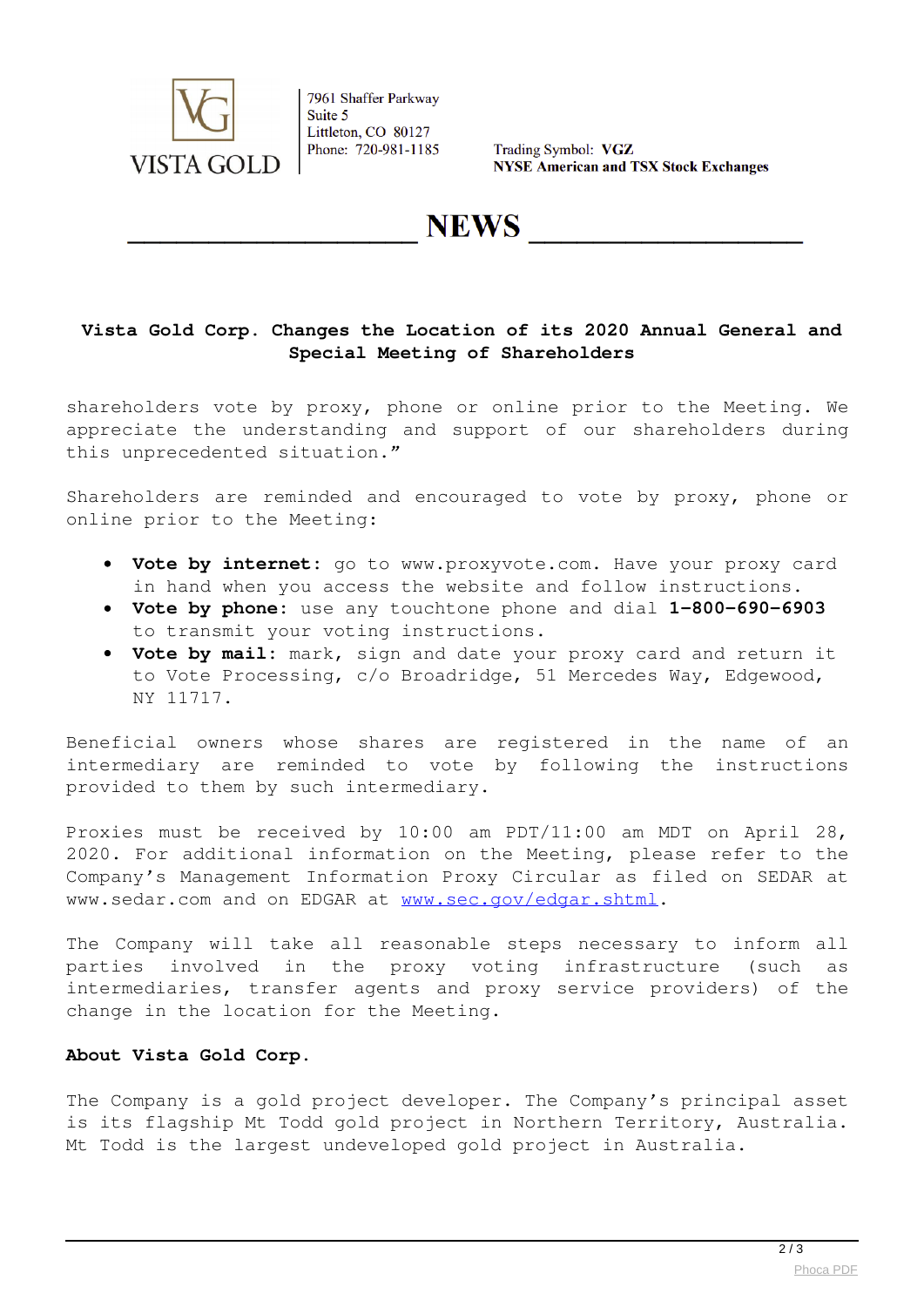**Vista Gold Corp. Changes the Location of its 2020 Annual General and Special Meeting of Shareholders**

shareholders vote by proxy, phone or online prior to the Meeting. We appreciate the understanding and support of our shareholders during this unprecedented situation."

Shareholders are reminded and encouraged to vote by proxy, phone or online prior to the Meeting:

- **Vote by internet:** go to www.proxyvote.com. Have your proxy card in hand when you access the website and follow instructions.
- **Vote by phone:** use any touchtone phone and dial **1-800-690-6903** to transmit your voting instructions.
- **Vote by mail:** mark, sign and date your proxy card and return it to Vote Processing, c/o Broadridge, 51 Mercedes Way, Edgewood, NY 11717.

Beneficial owners whose shares are registered in the name of an intermediary are reminded to vote by following the instructions provided to them by such intermediary.

Proxies must be received by 10:00 am PDT/11:00 am MDT on April 28, 2020. For additional information on the Meeting, please refer to the Company's Management Information Proxy Circular as filed on SEDAR at www.sedar.com and on EDGAR at www.sec.gov/edgar.shtml.

The Company will take all reasonable steps necessary to inform all parties involved in the proxy voting infrastructure (such as intermediaries, transfer agents and proxy service providers) of the change in the location for the Meeting.

**About Vista Gold Corp.**

The Company is a gold project developer. The Company's principal asset is its flagship Mt Todd gold project in Northern Territory, Australia. Mt Todd is the largest undeveloped gold project in Australia.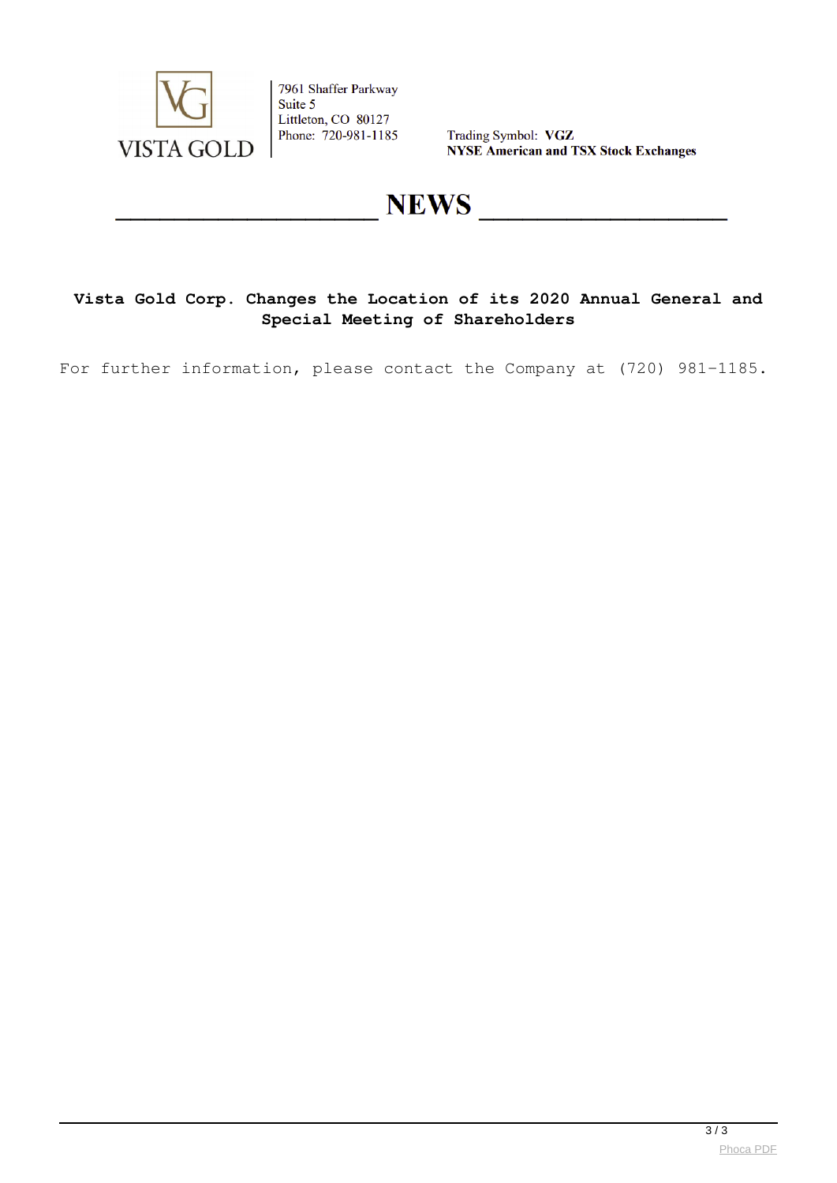VISTA GOLD

7961 Shaffer Parkway
Suite 5
Littleton, CO 80127
Phone: 720-981-1185

Trading Symbol: **VGZ**
**NYSE American and TSX Stock Exchanges**

# NEWS

**Vista Gold Corp. Changes the Location of its 2020 Annual General and Special Meeting of Shareholders**

For further information, please contact the Company at (720) 981-1185.